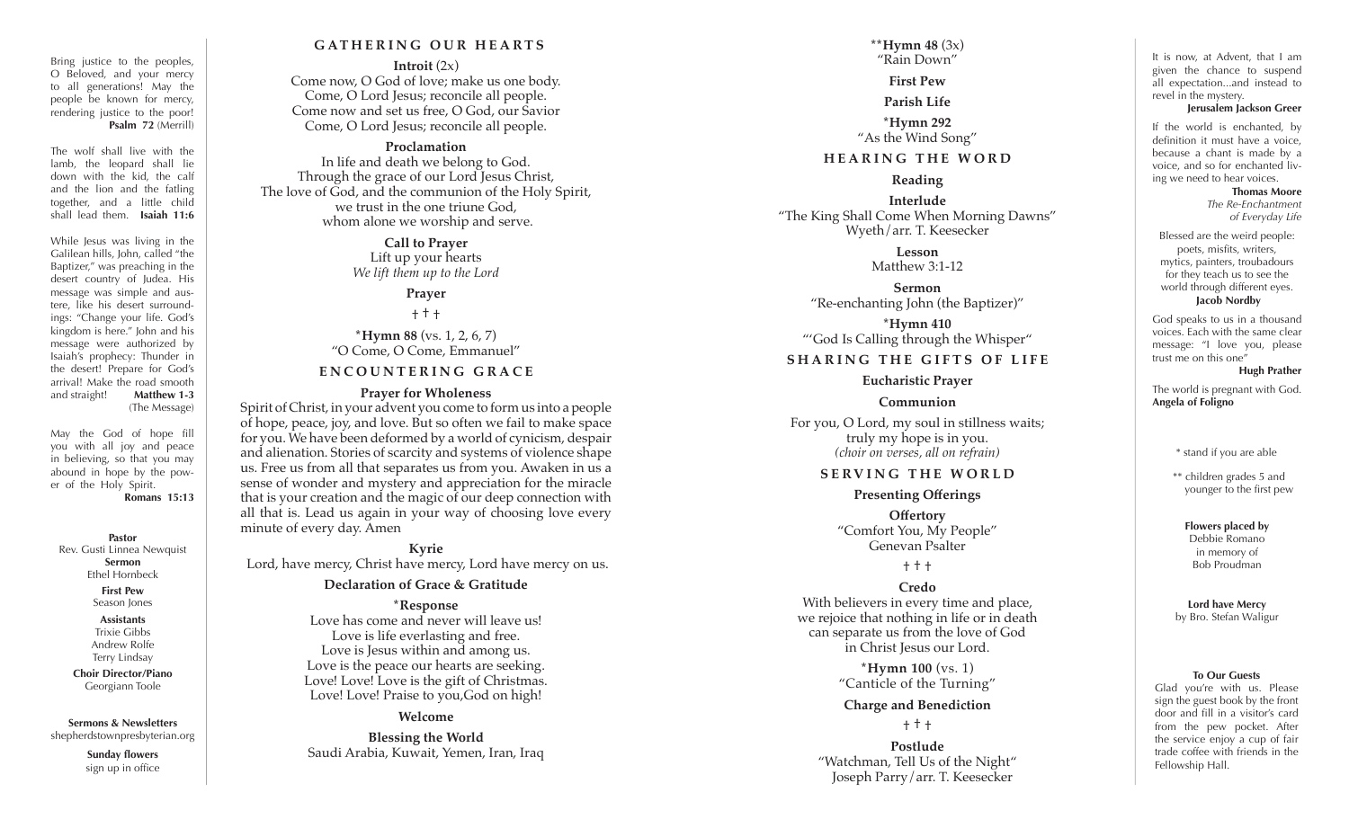Bring justice to the peoples, O Beloved, and your mercy to all generations! May the people be known for mercy, rendering justice to the poor! **Psalm 72** (Merrill)

The wolf shall live with the lamb, the leopard shall lie down with the kid, the calf and the lion and the fatling together, and a little child shall lead them. **Isaiah 11:6**

While Jesus was living in the Galilean hills, John, called "the Baptizer," was preaching in the desert country of Judea. His message was simple and austere, like his desert surroundings: "Change your life. God's kingdom is here." John and his message were authorized by Isaiah's prophecy: Thunder in the desert! Prepare for God's arrival! Make the road smooth and straight! **Matthew 1-3** (The Message)

May the God of hope fill you with all joy and peace in believing, so that you may abound in hope by the power of the Holy Spirit. **Romans 15:13**

**Pastor**
Rev. Gusti Linnea Newquist

**Sermon**
Ethel Hornbeck

**First Pew**
Season Jones

**Assistants**
Trixie Gibbs
Andrew Rolfe
Terry Lindsay

**Choir Director/Piano**
Georgiann Toole

**Sermons & Newsletters**
shepherdstownpresbyterian.org

**Sunday flowers**
sign up in office

## GATHERING OUR HEARTS

**Introit** (2x)

Come now, O God of love; make us one body.
Come, O Lord Jesus; reconcile all people.
Come now and set us free, O God, our Savior
Come, O Lord Jesus; reconcile all people.

**Proclamation**

In life and death we belong to God.
Through the grace of our Lord Jesus Christ,
The love of God, and the communion of the Holy Spirit,
we trust in the one triune God,
whom alone we worship and serve.

**Call to Prayer**

Lift up your hearts
*We lift them up to the Lord*

**Prayer**

† † †

***Hymn 88** (vs. 1, 2, 6, 7)
"O Come, O Come, Emmanuel"

## ENCOUNTERING GRACE

**Prayer for Wholeness**

Spirit of Christ, in your advent you come to form us into a people of hope, peace, joy, and love. But so often we fail to make space for you. We have been deformed by a world of cynicism, despair and alienation. Stories of scarcity and systems of violence shape us. Free us from all that separates us from you. Awaken in us a sense of wonder and mystery and appreciation for the miracle that is your creation and the magic of our deep connection with all that is. Lead us again in your way of choosing love every minute of every day. Amen

**Kyrie**

Lord, have mercy, Christ have mercy, Lord have mercy on us.

**Declaration of Grace & Gratitude**

***Response**

Love has come and never will leave us!
Love is life everlasting and free.
Love is Jesus within and among us.
Love is the peace our hearts are seeking.
Love! Love! Love is the gift of Christmas.
Love! Love! Praise to you,God on high!

**Welcome**

**Blessing the World**

Saudi Arabia, Kuwait, Yemen, Iran, Iraq

****Hymn 48** (3x)
"Rain Down"

**First Pew**

**Parish Life**

***Hymn 292**
"As the Wind Song"

## HEARING THE WORD

**Reading**

**Interlude**

"The King Shall Come When Morning Dawns"
Wyeth/arr. T. Keesecker

**Lesson**

Matthew 3:1-12

**Sermon**

"Re-enchanting John (the Baptizer)"

***Hymn 410**
"'God Is Calling through the Whisper"

## SHARING THE GIFTS OF LIFE

**Eucharistic Prayer**

**Communion**

For you, O Lord, my soul in stillness waits;
truly my hope is in you.
*(choir on verses, all on refrain)*

## SERVING THE WORLD

**Presenting Offerings**

**Offertory**

"Comfort You, My People"
Genevan Psalter

† † †

**Credo**

With believers in every time and place,
we rejoice that nothing in life or in death
can separate us from the love of God
in Christ Jesus our Lord.

***Hymn 100** (vs. 1)
"Canticle of the Turning"

**Charge and Benediction**

† † †

**Postlude**

"Watchman, Tell Us of the Night"
Joseph Parry/arr. T. Keesecker

It is now, at Advent, that I am given the chance to suspend all expectation...and instead to revel in the mystery.
**Jerusalem Jackson Greer**

If the world is enchanted, by definition it must have a voice, because a chant is made by a voice, and so for enchanted living we need to hear voices.
**Thomas Moore**
*The Re-Enchantment of Everyday Life*

Blessed are the weird people:
poets, misfits, writers,
mytics, painters, troubadours
for they teach us to see the
world through different eyes.
**Jacob Nordby**

God speaks to us in a thousand voices. Each with the same clear message: "I love you, please trust me on this one"
**Hugh Prather**

The world is pregnant with God.
**Angela of Foligno**

\* stand if you are able

\*\* children grades 5 and younger to the first pew

**Flowers placed by**
Debbie Romano
in memory of
Bob Proudman

**Lord have Mercy**
by Bro. Stefan Waligur

**To Our Guests**

Glad you're with us. Please sign the guest book by the front door and fill in a visitor's card from the pew pocket. After the service enjoy a cup of fair trade coffee with friends in the Fellowship Hall.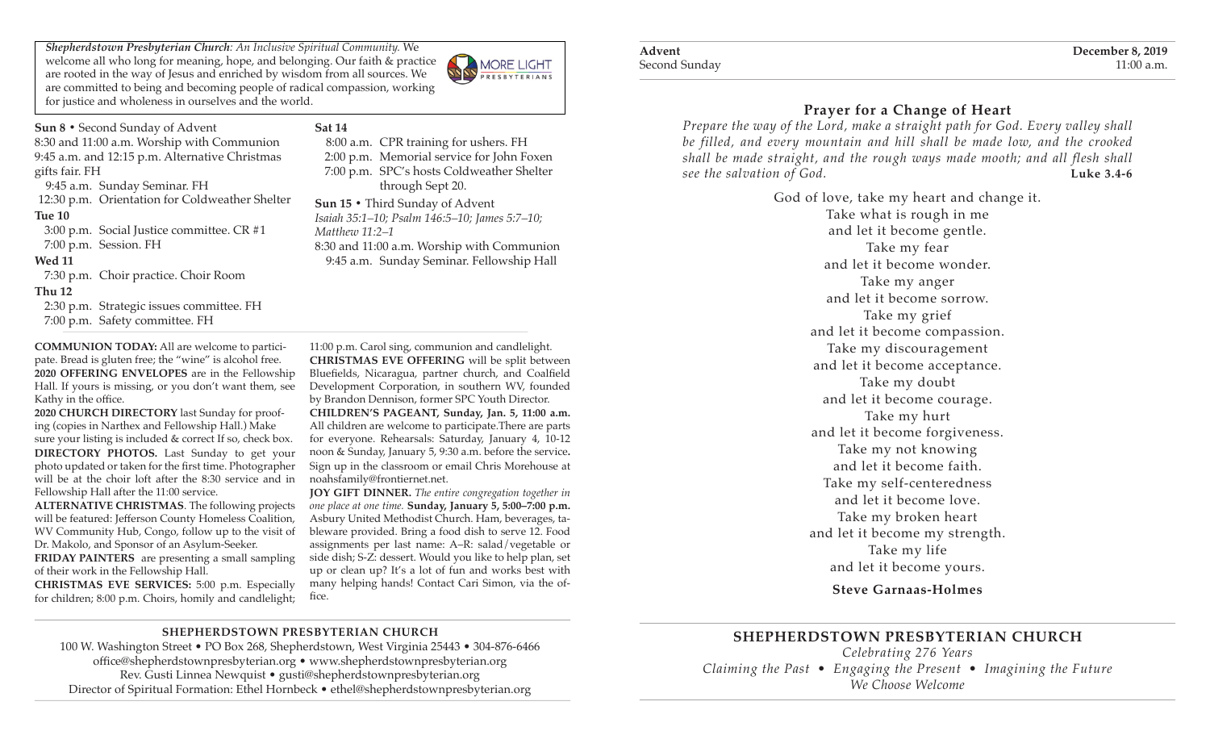*Shepherdstown Presbyterian Church: An Inclusive Spiritual Community.* We welcome all who long for meaning, hope, and belonging. Our faith & practice are rooted in the way of Jesus and enriched by wisdom from all sources. We are committed to being and becoming people of radical compassion, working for justice and wholeness in ourselves and the world.

MORE LIGHT PRESBYTERIANS

**Sun 8** • Second Sunday of Advent
8:30 and 11:00 a.m. Worship with Communion
9:45 a.m. and 12:15 p.m. Alternative Christmas gifts fair. FH
9:45 a.m. Sunday Seminar. FH
12:30 p.m. Orientation for Coldweather Shelter

**Tue 10**
3:00 p.m. Social Justice committee. CR #1
7:00 p.m. Session. FH

**Wed 11**
7:30 p.m. Choir practice. Choir Room

**Thu 12**
2:30 p.m. Strategic issues committee. FH
7:00 p.m. Safety committee. FH

**Sat 14**
8:00 a.m. CPR training for ushers. FH
2:00 p.m. Memorial service for John Foxen
7:00 p.m. SPC's hosts Coldweather Shelter through Sept 20.

**Sun 15** • Third Sunday of Advent
*Isaiah 35:1–10; Psalm 146:5–10; James 5:7–10; Matthew 11:2–1*
8:30 and 11:00 a.m. Worship with Communion
9:45 a.m. Sunday Seminar. Fellowship Hall

**COMMUNION TODAY:** All are welcome to participate. Bread is gluten free; the "wine" is alcohol free.

**2020 OFFERING ENVELOPES** are in the Fellowship Hall. If yours is missing, or you don't want them, see Kathy in the office.

**2020 CHURCH DIRECTORY** last Sunday for proofing (copies in Narthex and Fellowship Hall.) Make sure your listing is included & correct If so, check box.

**DIRECTORY PHOTOS.** Last Sunday to get your photo updated or taken for the first time. Photographer will be at the choir loft after the 8:30 service and in Fellowship Hall after the 11:00 service.

**ALTERNATIVE CHRISTMAS**. The following projects will be featured: Jefferson County Homeless Coalition, WV Community Hub, Congo, follow up to the visit of Dr. Makolo, and Sponsor of an Asylum-Seeker.

**FRIDAY PAINTERS** are presenting a small sampling of their work in the Fellowship Hall.

**CHRISTMAS EVE SERVICES:** 5:00 p.m. Especially for children; 8:00 p.m. Choirs, homily and candlelight; 11:00 p.m. Carol sing, communion and candlelight.

**CHRISTMAS EVE OFFERING** will be split between Bluefields, Nicaragua, partner church, and Coalfield Development Corporation, in southern WV, founded by Brandon Dennison, former SPC Youth Director.

**CHILDREN'S PAGEANT, Sunday, Jan. 5, 11:00 a.m.** All children are welcome to participate.There are parts for everyone. Rehearsals: Saturday, January 4, 10-12 noon & Sunday, January 5, 9:30 a.m. before the service**.** Sign up in the classroom or email Chris Morehouse at noahsfamily@frontiernet.net.

**JOY GIFT DINNER.** *The entire congregation together in one place at one time.* **Sunday, January 5, 5:00–7:00 p.m.** Asbury United Methodist Church. Ham, beverages, tableware provided. Bring a food dish to serve 12. Food assignments per last name: A–R: salad/vegetable or side dish; S-Z: dessert. Would you like to help plan, set up or clean up? It's a lot of fun and works best with many helping hands! Contact Cari Simon, via the office.

**SHEPHERDSTOWN PRESBYTERIAN CHURCH**
100 W. Washington Street • PO Box 268, Shepherdstown, West Virginia 25443 • 304-876-6466
office@shepherdstownpresbyterian.org • www.shepherdstownpresbyterian.org
Rev. Gusti Linnea Newquist • gusti@shepherdstownpresbyterian.org
Director of Spiritual Formation: Ethel Hornbeck • ethel@shepherdstownpresbyterian.org

**Advent** — **December 8, 2019**
Second Sunday — 11:00 a.m.

## Prayer for a Change of Heart

*Prepare the way of the Lord, make a straight path for God. Every valley shall be filled, and every mountain and hill shall be made low, and the crooked shall be made straight, and the rough ways made mooth; and all flesh shall see the salvation of God.* **Luke 3.4-6**

God of love, take my heart and change it.
Take what is rough in me
and let it become gentle.
Take my fear
and let it become wonder.
Take my anger
and let it become sorrow.
Take my grief
and let it become compassion.
Take my discouragement
and let it become acceptance.
Take my doubt
and let it become courage.
Take my hurt
and let it become forgiveness.
Take my not knowing
and let it become faith.
Take my self-centeredness
and let it become love.
Take my broken heart
and let it become my strength.
Take my life
and let it become yours.

**Steve Garnaas-Holmes**

## SHEPHERDSTOWN PRESBYTERIAN CHURCH

*Celebrating 276 Years*
*Claiming the Past • Engaging the Present • Imagining the Future*
*We Choose Welcome*